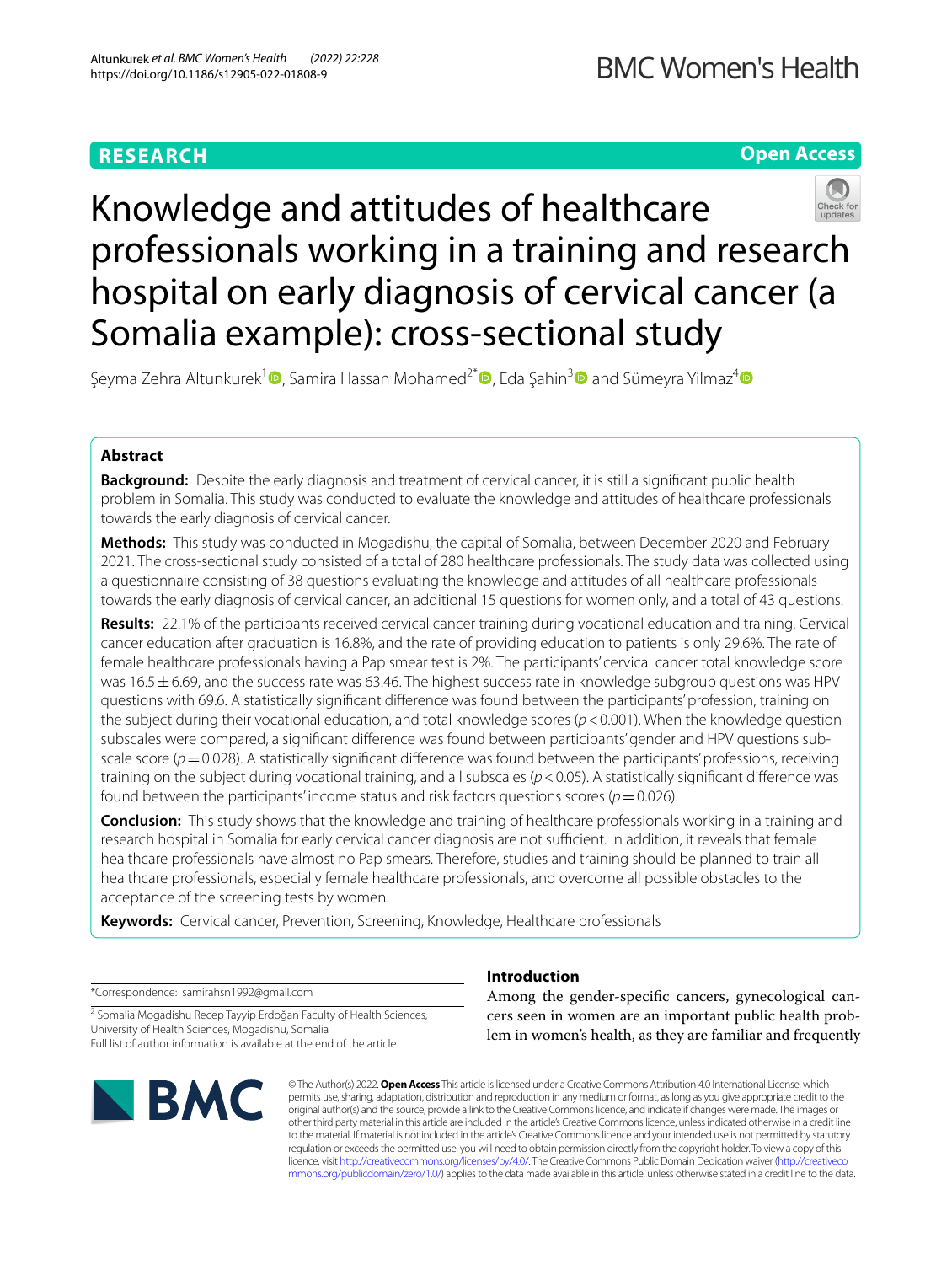**RESEARCH** **Open Access**

# Knowledge and attitudes of healthcare professionals working in a training and research hospital on early diagnosis of cervical cancer (a Somalia example): cross-sectional study

Şeyma Zehra Altunkurek[1], Samira Hassan Mohamed[2*], Eda Şahin[3] and Sümeyra Yilmaz[4]

## Abstract

**Background:** Despite the early diagnosis and treatment of cervical cancer, it is still a significant public health problem in Somalia. This study was conducted to evaluate the knowledge and attitudes of healthcare professionals towards the early diagnosis of cervical cancer.

**Methods:** This study was conducted in Mogadishu, the capital of Somalia, between December 2020 and February 2021. The cross-sectional study consisted of a total of 280 healthcare professionals. The study data was collected using a questionnaire consisting of 38 questions evaluating the knowledge and attitudes of all healthcare professionals towards the early diagnosis of cervical cancer, an additional 15 questions for women only, and a total of 43 questions.

**Results:** 22.1% of the participants received cervical cancer training during vocational education and training. Cervical cancer education after graduation is 16.8%, and the rate of providing education to patients is only 29.6%. The rate of female healthcare professionals having a Pap smear test is 2%. The participants' cervical cancer total knowledge score was 16.5 ± 6.69, and the success rate was 63.46. The highest success rate in knowledge subgroup questions was HPV questions with 69.6. A statistically significant difference was found between the participants' profession, training on the subject during their vocational education, and total knowledge scores ($p < 0.001$). When the knowledge question subscales were compared, a significant difference was found between participants' gender and HPV questions subscale score ($p = 0.028$). A statistically significant difference was found between the participants' professions, receiving training on the subject during vocational training, and all subscales ($p < 0.05$). A statistically significant difference was found between the participants' income status and risk factors questions scores ($p = 0.026$).

**Conclusion:** This study shows that the knowledge and training of healthcare professionals working in a training and research hospital in Somalia for early cervical cancer diagnosis are not sufficient. In addition, it reveals that female healthcare professionals have almost no Pap smears. Therefore, studies and training should be planned to train all healthcare professionals, especially female healthcare professionals, and overcome all possible obstacles to the acceptance of the screening tests by women.

**Keywords:** Cervical cancer, Prevention, Screening, Knowledge, Healthcare professionals

*Correspondence: samirahsn1992@gmail.com

[2] Somalia Mogadishu Recep Tayyip Erdoğan Faculty of Health Sciences, University of Health Sciences, Mogadishu, Somalia
Full list of author information is available at the end of the article

## Introduction

Among the gender-specific cancers, gynecological cancers seen in women are an important public health problem in women's health, as they are familiar and frequently

© The Author(s) 2022. **Open Access** This article is licensed under a Creative Commons Attribution 4.0 International License, which permits use, sharing, adaptation, distribution and reproduction in any medium or format, as long as you give appropriate credit to the original author(s) and the source, provide a link to the Creative Commons licence, and indicate if changes were made. The images or other third party material in this article are included in the article's Creative Commons licence, unless indicated otherwise in a credit line to the material. If material is not included in the article's Creative Commons licence and your intended use is not permitted by statutory regulation or exceeds the permitted use, you will need to obtain permission directly from the copyright holder. To view a copy of this licence, visit http://creativecommons.org/licenses/by/4.0/. The Creative Commons Public Domain Dedication waiver (http://creativecommons.org/publicdomain/zero/1.0/) applies to the data made available in this article, unless otherwise stated in a credit line to the data.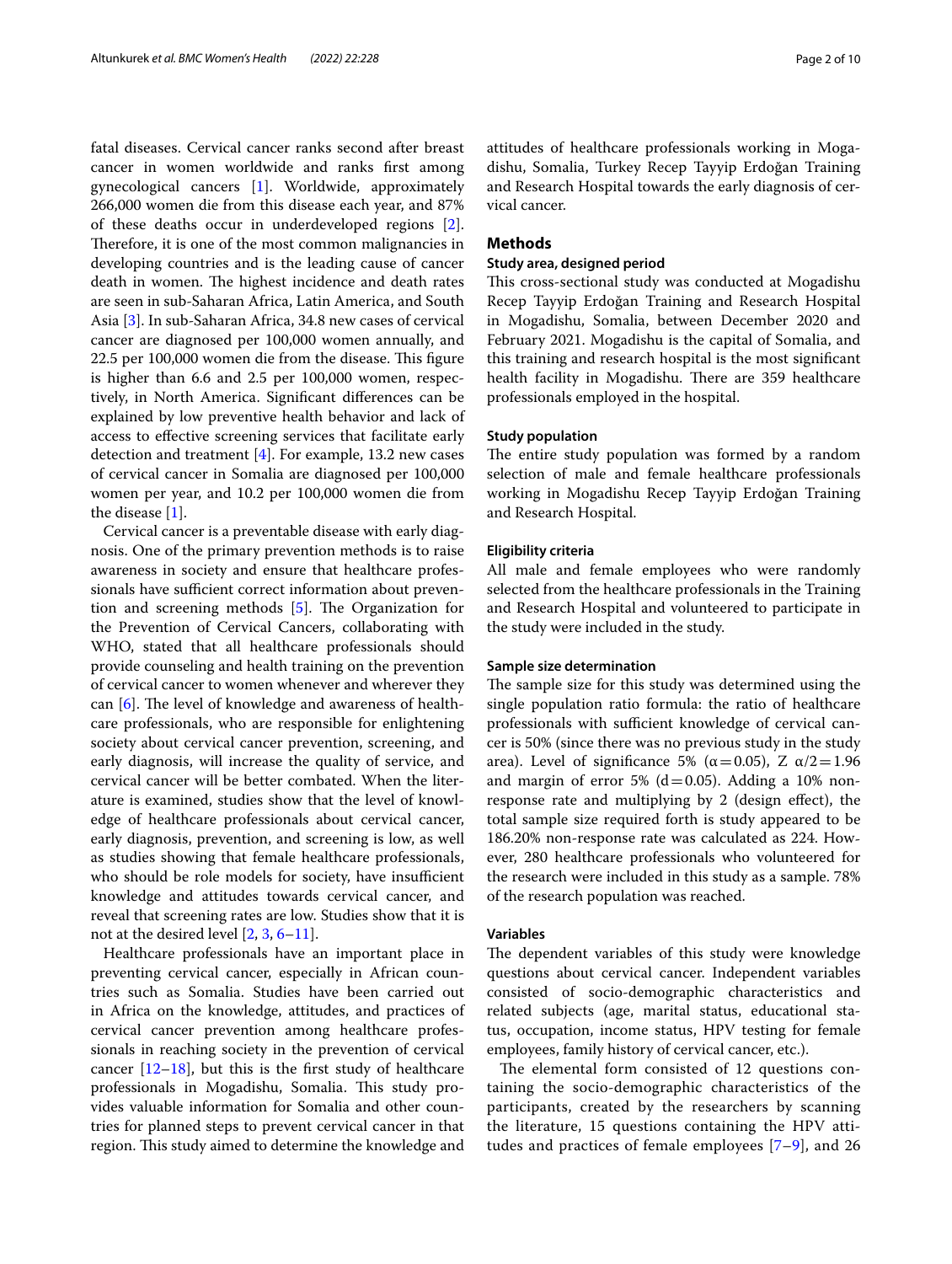fatal diseases. Cervical cancer ranks second after breast cancer in women worldwide and ranks first among gynecological cancers [1]. Worldwide, approximately 266,000 women die from this disease each year, and 87% of these deaths occur in underdeveloped regions [2]. Therefore, it is one of the most common malignancies in developing countries and is the leading cause of cancer death in women. The highest incidence and death rates are seen in sub-Saharan Africa, Latin America, and South Asia [3]. In sub-Saharan Africa, 34.8 new cases of cervical cancer are diagnosed per 100,000 women annually, and 22.5 per 100,000 women die from the disease. This figure is higher than 6.6 and 2.5 per 100,000 women, respectively, in North America. Significant differences can be explained by low preventive health behavior and lack of access to effective screening services that facilitate early detection and treatment [4]. For example, 13.2 new cases of cervical cancer in Somalia are diagnosed per 100,000 women per year, and 10.2 per 100,000 women die from the disease [1].

Cervical cancer is a preventable disease with early diagnosis. One of the primary prevention methods is to raise awareness in society and ensure that healthcare professionals have sufficient correct information about prevention and screening methods [5]. The Organization for the Prevention of Cervical Cancers, collaborating with WHO, stated that all healthcare professionals should provide counseling and health training on the prevention of cervical cancer to women whenever and wherever they can [6]. The level of knowledge and awareness of healthcare professionals, who are responsible for enlightening society about cervical cancer prevention, screening, and early diagnosis, will increase the quality of service, and cervical cancer will be better combated. When the literature is examined, studies show that the level of knowledge of healthcare professionals about cervical cancer, early diagnosis, prevention, and screening is low, as well as studies showing that female healthcare professionals, who should be role models for society, have insufficient knowledge and attitudes towards cervical cancer, and reveal that screening rates are low. Studies show that it is not at the desired level [2, 3, 6–11].

Healthcare professionals have an important place in preventing cervical cancer, especially in African countries such as Somalia. Studies have been carried out in Africa on the knowledge, attitudes, and practices of cervical cancer prevention among healthcare professionals in reaching society in the prevention of cervical cancer [12–18], but this is the first study of healthcare professionals in Mogadishu, Somalia. This study provides valuable information for Somalia and other countries for planned steps to prevent cervical cancer in that region. This study aimed to determine the knowledge and attitudes of healthcare professionals working in Mogadishu, Somalia, Turkey Recep Tayyip Erdoğan Training and Research Hospital towards the early diagnosis of cervical cancer.

## Methods

### Study area, designed period

This cross-sectional study was conducted at Mogadishu Recep Tayyip Erdoğan Training and Research Hospital in Mogadishu, Somalia, between December 2020 and February 2021. Mogadishu is the capital of Somalia, and this training and research hospital is the most significant health facility in Mogadishu. There are 359 healthcare professionals employed in the hospital.

### Study population

The entire study population was formed by a random selection of male and female healthcare professionals working in Mogadishu Recep Tayyip Erdoğan Training and Research Hospital.

### Eligibility criteria

All male and female employees who were randomly selected from the healthcare professionals in the Training and Research Hospital and volunteered to participate in the study were included in the study.

### Sample size determination

The sample size for this study was determined using the single population ratio formula: the ratio of healthcare professionals with sufficient knowledge of cervical cancer is 50% (since there was no previous study in the study area). Level of significance 5% ($\alpha = 0.05$), Z $\alpha/2 = 1.96$ and margin of error 5% ($d = 0.05$). Adding a 10% non-response rate and multiplying by 2 (design effect), the total sample size required forth is study appeared to be 186.20% non-response rate was calculated as 224. However, 280 healthcare professionals who volunteered for the research were included in this study as a sample. 78% of the research population was reached.

### Variables

The dependent variables of this study were knowledge questions about cervical cancer. Independent variables consisted of socio-demographic characteristics and related subjects (age, marital status, educational status, occupation, income status, HPV testing for female employees, family history of cervical cancer, etc.).

The elemental form consisted of 12 questions containing the socio-demographic characteristics of the participants, created by the researchers by scanning the literature, 15 questions containing the HPV attitudes and practices of female employees [7–9], and 26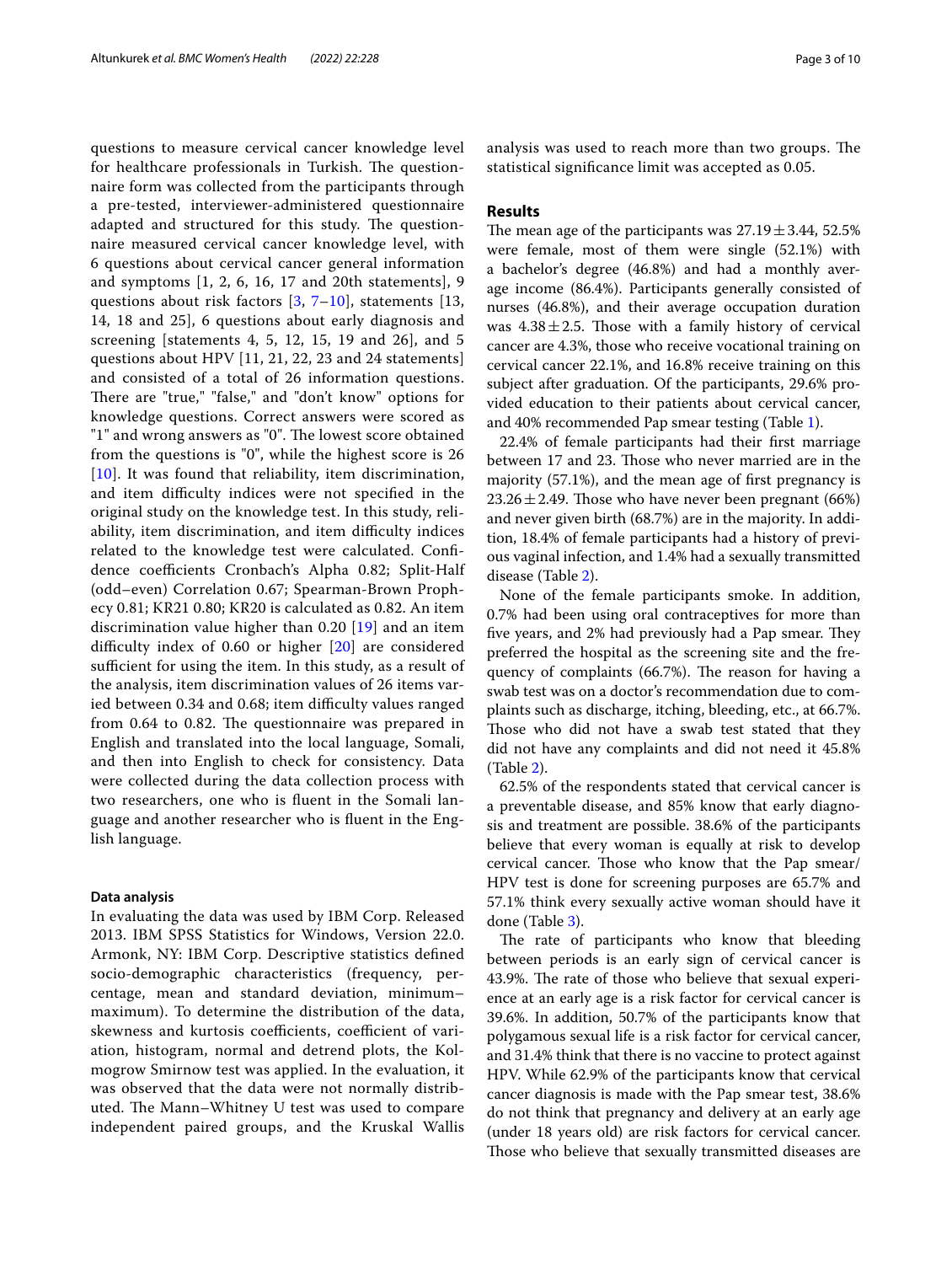questions to measure cervical cancer knowledge level for healthcare professionals in Turkish. The questionnaire form was collected from the participants through a pre-tested, interviewer-administered questionnaire adapted and structured for this study. The questionnaire measured cervical cancer knowledge level, with 6 questions about cervical cancer general information and symptoms [1, 2, 6, 16, 17 and 20th statements], 9 questions about risk factors [3, 7–10], statements [13, 14, 18 and 25], 6 questions about early diagnosis and screening [statements 4, 5, 12, 15, 19 and 26], and 5 questions about HPV [11, 21, 22, 23 and 24 statements] and consisted of a total of 26 information questions. There are "true," "false," and "don't know" options for knowledge questions. Correct answers were scored as "1" and wrong answers as "0". The lowest score obtained from the questions is "0", while the highest score is 26 [10]. It was found that reliability, item discrimination, and item difficulty indices were not specified in the original study on the knowledge test. In this study, reliability, item discrimination, and item difficulty indices related to the knowledge test were calculated. Confidence coefficients Cronbach's Alpha 0.82; Split-Half (odd–even) Correlation 0.67; Spearman-Brown Prophecy 0.81; KR21 0.80; KR20 is calculated as 0.82. An item discrimination value higher than 0.20 [19] and an item difficulty index of 0.60 or higher [20] are considered sufficient for using the item. In this study, as a result of the analysis, item discrimination values of 26 items varied between 0.34 and 0.68; item difficulty values ranged from 0.64 to 0.82. The questionnaire was prepared in English and translated into the local language, Somali, and then into English to check for consistency. Data were collected during the data collection process with two researchers, one who is fluent in the Somali language and another researcher who is fluent in the English language.

#### Data analysis

In evaluating the data was used by IBM Corp. Released 2013. IBM SPSS Statistics for Windows, Version 22.0. Armonk, NY: IBM Corp. Descriptive statistics defined socio-demographic characteristics (frequency, percentage, mean and standard deviation, minimum–maximum). To determine the distribution of the data, skewness and kurtosis coefficients, coefficient of variation, histogram, normal and detrend plots, the Kolmogrow Smirnow test was applied. In the evaluation, it was observed that the data were not normally distributed. The Mann–Whitney U test was used to compare independent paired groups, and the Kruskal Wallis analysis was used to reach more than two groups. The statistical significance limit was accepted as 0.05.

## Results

The mean age of the participants was $27.19 \pm 3.44$, 52.5% were female, most of them were single (52.1%) with a bachelor's degree (46.8%) and had a monthly average income (86.4%). Participants generally consisted of nurses (46.8%), and their average occupation duration was $4.38 \pm 2.5$. Those with a family history of cervical cancer are 4.3%, those who receive vocational training on cervical cancer 22.1%, and 16.8% receive training on this subject after graduation. Of the participants, 29.6% provided education to their patients about cervical cancer, and 40% recommended Pap smear testing (Table 1).

22.4% of female participants had their first marriage between 17 and 23. Those who never married are in the majority (57.1%), and the mean age of first pregnancy is $23.26 \pm 2.49$. Those who have never been pregnant (66%) and never given birth (68.7%) are in the majority. In addition, 18.4% of female participants had a history of previous vaginal infection, and 1.4% had a sexually transmitted disease (Table 2).

None of the female participants smoke. In addition, 0.7% had been using oral contraceptives for more than five years, and 2% had previously had a Pap smear. They preferred the hospital as the screening site and the frequency of complaints (66.7%). The reason for having a swab test was on a doctor's recommendation due to complaints such as discharge, itching, bleeding, etc., at 66.7%. Those who did not have a swab test stated that they did not have any complaints and did not need it 45.8% (Table 2).

62.5% of the respondents stated that cervical cancer is a preventable disease, and 85% know that early diagnosis and treatment are possible. 38.6% of the participants believe that every woman is equally at risk to develop cervical cancer. Those who know that the Pap smear/HPV test is done for screening purposes are 65.7% and 57.1% think every sexually active woman should have it done (Table 3).

The rate of participants who know that bleeding between periods is an early sign of cervical cancer is 43.9%. The rate of those who believe that sexual experience at an early age is a risk factor for cervical cancer is 39.6%. In addition, 50.7% of the participants know that polygamous sexual life is a risk factor for cervical cancer, and 31.4% think that there is no vaccine to protect against HPV. While 62.9% of the participants know that cervical cancer diagnosis is made with the Pap smear test, 38.6% do not think that pregnancy and delivery at an early age (under 18 years old) are risk factors for cervical cancer. Those who believe that sexually transmitted diseases are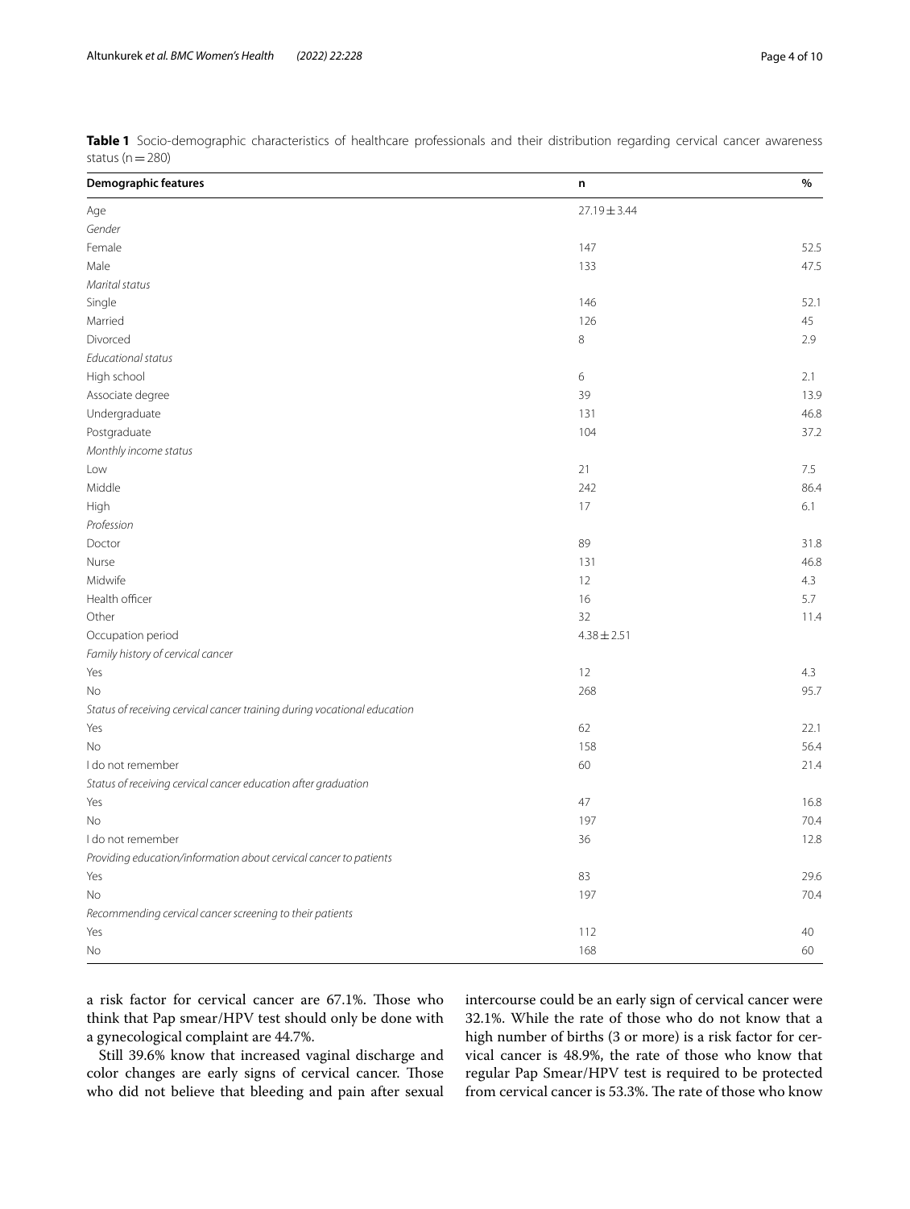**Table 1** Socio-demographic characteristics of healthcare professionals and their distribution regarding cervical cancer awareness status (n = 280)

| Demographic features | n | % |
|---|---|---|
| Age | 27.19 ± 3.44 | |
| *Gender* | | |
| Female | 147 | 52.5 |
| Male | 133 | 47.5 |
| *Marital status* | | |
| Single | 146 | 52.1 |
| Married | 126 | 45 |
| Divorced | 8 | 2.9 |
| *Educational status* | | |
| High school | 6 | 2.1 |
| Associate degree | 39 | 13.9 |
| Undergraduate | 131 | 46.8 |
| Postgraduate | 104 | 37.2 |
| *Monthly income status* | | |
| Low | 21 | 7.5 |
| Middle | 242 | 86.4 |
| High | 17 | 6.1 |
| *Profession* | | |
| Doctor | 89 | 31.8 |
| Nurse | 131 | 46.8 |
| Midwife | 12 | 4.3 |
| Health officer | 16 | 5.7 |
| Other | 32 | 11.4 |
| Occupation period | 4.38 ± 2.51 | |
| *Family history of cervical cancer* | | |
| Yes | 12 | 4.3 |
| No | 268 | 95.7 |
| *Status of receiving cervical cancer training during vocational education* | | |
| Yes | 62 | 22.1 |
| No | 158 | 56.4 |
| I do not remember | 60 | 21.4 |
| *Status of receiving cervical cancer education after graduation* | | |
| Yes | 47 | 16.8 |
| No | 197 | 70.4 |
| I do not remember | 36 | 12.8 |
| *Providing education/information about cervical cancer to patients* | | |
| Yes | 83 | 29.6 |
| No | 197 | 70.4 |
| *Recommending cervical cancer screening to their patients* | | |
| Yes | 112 | 40 |
| No | 168 | 60 |

a risk factor for cervical cancer are 67.1%. Those who think that Pap smear/HPV test should only be done with a gynecological complaint are 44.7%.

Still 39.6% know that increased vaginal discharge and color changes are early signs of cervical cancer. Those who did not believe that bleeding and pain after sexual intercourse could be an early sign of cervical cancer were 32.1%. While the rate of those who do not know that a high number of births (3 or more) is a risk factor for cervical cancer is 48.9%, the rate of those who know that regular Pap Smear/HPV test is required to be protected from cervical cancer is 53.3%. The rate of those who know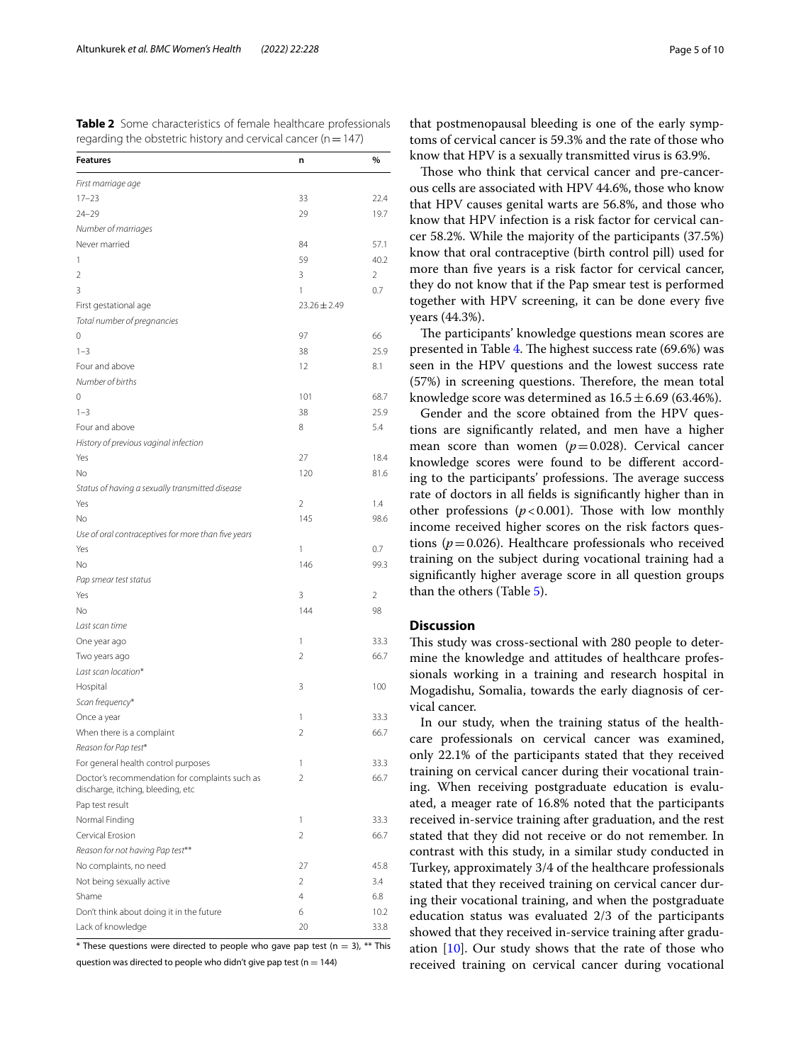**Table 2** Some characteristics of female healthcare professionals regarding the obstetric history and cervical cancer (n = 147)

| Features | n | % |
|---|---|---|
| *First marriage age* | | |
| 17–23 | 33 | 22.4 |
| 24–29 | 29 | 19.7 |
| *Number of marriages* | | |
| Never married | 84 | 57.1 |
| 1 | 59 | 40.2 |
| 2 | 3 | 2 |
| 3 | 1 | 0.7 |
| First gestational age | 23.26 ± 2.49 | |
| *Total number of pregnancies* | | |
| 0 | 97 | 66 |
| 1–3 | 38 | 25.9 |
| Four and above | 12 | 8.1 |
| *Number of births* | | |
| 0 | 101 | 68.7 |
| 1–3 | 38 | 25.9 |
| Four and above | 8 | 5.4 |
| *History of previous vaginal infection* | | |
| Yes | 27 | 18.4 |
| No | 120 | 81.6 |
| *Status of having a sexually transmitted disease* | | |
| Yes | 2 | 1.4 |
| No | 145 | 98.6 |
| *Use of oral contraceptives for more than five years* | | |
| Yes | 1 | 0.7 |
| No | 146 | 99.3 |
| *Pap smear test status* | | |
| Yes | 3 | 2 |
| No | 144 | 98 |
| *Last scan time* | | |
| One year ago | 1 | 33.3 |
| Two years ago | 2 | 66.7 |
| *Last scan location** | | |
| Hospital | 3 | 100 |
| *Scan frequency** | | |
| Once a year | 1 | 33.3 |
| When there is a complaint | 2 | 66.7 |
| *Reason for Pap test** | | |
| For general health control purposes | 1 | 33.3 |
| Doctor's recommendation for complaints such as discharge, itching, bleeding, etc | 2 | 66.7 |
| Pap test result | | |
| Normal Finding | 1 | 33.3 |
| Cervical Erosion | 2 | 66.7 |
| *Reason for not having Pap test*** | | |
| No complaints, no need | 27 | 45.8 |
| Not being sexually active | 2 | 3.4 |
| Shame | 4 | 6.8 |
| Don't think about doing it in the future | 6 | 10.2 |
| Lack of knowledge | 20 | 33.8 |

* These questions were directed to people who gave pap test (n = 3), ** This question was directed to people who didn't give pap test (n = 144)

that postmenopausal bleeding is one of the early symptoms of cervical cancer is 59.3% and the rate of those who know that HPV is a sexually transmitted virus is 63.9%.

Those who think that cervical cancer and pre-cancerous cells are associated with HPV 44.6%, those who know that HPV causes genital warts are 56.8%, and those who know that HPV infection is a risk factor for cervical cancer 58.2%. While the majority of the participants (37.5%) know that oral contraceptive (birth control pill) used for more than five years is a risk factor for cervical cancer, they do not know that if the Pap smear test is performed together with HPV screening, it can be done every five years (44.3%).

The participants' knowledge questions mean scores are presented in Table 4. The highest success rate (69.6%) was seen in the HPV questions and the lowest success rate (57%) in screening questions. Therefore, the mean total knowledge score was determined as $16.5 \pm 6.69$ (63.46%).

Gender and the score obtained from the HPV questions are significantly related, and men have a higher mean score than women ($p = 0.028$). Cervical cancer knowledge scores were found to be different according to the participants' professions. The average success rate of doctors in all fields is significantly higher than in other professions ($p < 0.001$). Those with low monthly income received higher scores on the risk factors questions ($p = 0.026$). Healthcare professionals who received training on the subject during vocational training had a significantly higher average score in all question groups than the others (Table 5).

## Discussion

This study was cross-sectional with 280 people to determine the knowledge and attitudes of healthcare professionals working in a training and research hospital in Mogadishu, Somalia, towards the early diagnosis of cervical cancer.

In our study, when the training status of the healthcare professionals on cervical cancer was examined, only 22.1% of the participants stated that they received training on cervical cancer during their vocational training. When receiving postgraduate education is evaluated, a meager rate of 16.8% noted that the participants received in-service training after graduation, and the rest stated that they did not receive or do not remember. In contrast with this study, in a similar study conducted in Turkey, approximately 3/4 of the healthcare professionals stated that they received training on cervical cancer during their vocational training, and when the postgraduate education status was evaluated 2/3 of the participants showed that they received in-service training after graduation [10]. Our study shows that the rate of those who received training on cervical cancer during vocational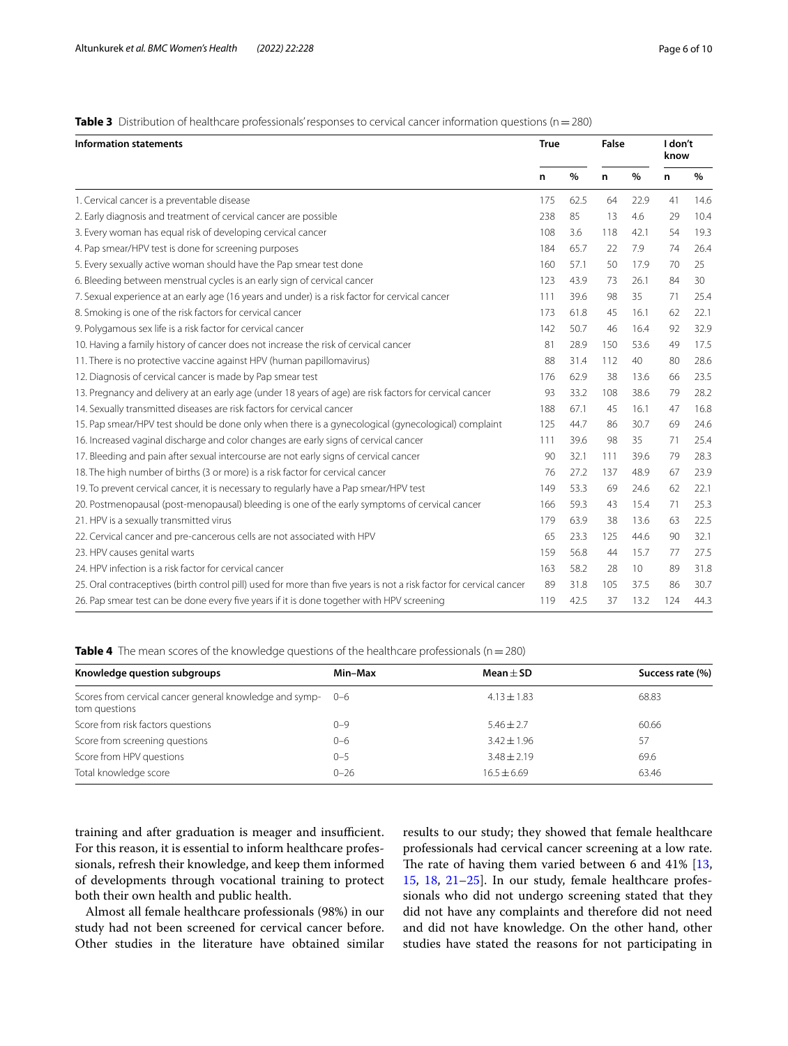**Table 3** Distribution of healthcare professionals' responses to cervical cancer information questions (n = 280)

| Information statements | True | | False | | I don't know | |
|---|---|---|---|---|---|---|
| | n | % | n | % | n | % |
| 1. Cervical cancer is a preventable disease | 175 | 62.5 | 64 | 22.9 | 41 | 14.6 |
| 2. Early diagnosis and treatment of cervical cancer are possible | 238 | 85 | 13 | 4.6 | 29 | 10.4 |
| 3. Every woman has equal risk of developing cervical cancer | 108 | 3.6 | 118 | 42.1 | 54 | 19.3 |
| 4. Pap smear/HPV test is done for screening purposes | 184 | 65.7 | 22 | 7.9 | 74 | 26.4 |
| 5. Every sexually active woman should have the Pap smear test done | 160 | 57.1 | 50 | 17.9 | 70 | 25 |
| 6. Bleeding between menstrual cycles is an early sign of cervical cancer | 123 | 43.9 | 73 | 26.1 | 84 | 30 |
| 7. Sexual experience at an early age (16 years and under) is a risk factor for cervical cancer | 111 | 39.6 | 98 | 35 | 71 | 25.4 |
| 8. Smoking is one of the risk factors for cervical cancer | 173 | 61.8 | 45 | 16.1 | 62 | 22.1 |
| 9. Polygamous sex life is a risk factor for cervical cancer | 142 | 50.7 | 46 | 16.4 | 92 | 32.9 |
| 10. Having a family history of cancer does not increase the risk of cervical cancer | 81 | 28.9 | 150 | 53.6 | 49 | 17.5 |
| 11. There is no protective vaccine against HPV (human papillomavirus) | 88 | 31.4 | 112 | 40 | 80 | 28.6 |
| 12. Diagnosis of cervical cancer is made by Pap smear test | 176 | 62.9 | 38 | 13.6 | 66 | 23.5 |
| 13. Pregnancy and delivery at an early age (under 18 years of age) are risk factors for cervical cancer | 93 | 33.2 | 108 | 38.6 | 79 | 28.2 |
| 14. Sexually transmitted diseases are risk factors for cervical cancer | 188 | 67.1 | 45 | 16.1 | 47 | 16.8 |
| 15. Pap smear/HPV test should be done only when there is a gynecological (gynecological) complaint | 125 | 44.7 | 86 | 30.7 | 69 | 24.6 |
| 16. Increased vaginal discharge and color changes are early signs of cervical cancer | 111 | 39.6 | 98 | 35 | 71 | 25.4 |
| 17. Bleeding and pain after sexual intercourse are not early signs of cervical cancer | 90 | 32.1 | 111 | 39.6 | 79 | 28.3 |
| 18. The high number of births (3 or more) is a risk factor for cervical cancer | 76 | 27.2 | 137 | 48.9 | 67 | 23.9 |
| 19. To prevent cervical cancer, it is necessary to regularly have a Pap smear/HPV test | 149 | 53.3 | 69 | 24.6 | 62 | 22.1 |
| 20. Postmenopausal (post-menopausal) bleeding is one of the early symptoms of cervical cancer | 166 | 59.3 | 43 | 15.4 | 71 | 25.3 |
| 21. HPV is a sexually transmitted virus | 179 | 63.9 | 38 | 13.6 | 63 | 22.5 |
| 22. Cervical cancer and pre-cancerous cells are not associated with HPV | 65 | 23.3 | 125 | 44.6 | 90 | 32.1 |
| 23. HPV causes genital warts | 159 | 56.8 | 44 | 15.7 | 77 | 27.5 |
| 24. HPV infection is a risk factor for cervical cancer | 163 | 58.2 | 28 | 10 | 89 | 31.8 |
| 25. Oral contraceptives (birth control pill) used for more than five years is not a risk factor for cervical cancer | 89 | 31.8 | 105 | 37.5 | 86 | 30.7 |
| 26. Pap smear test can be done every five years if it is done together with HPV screening | 119 | 42.5 | 37 | 13.2 | 124 | 44.3 |

**Table 4** The mean scores of the knowledge questions of the healthcare professionals (n = 280)

| Knowledge question subgroups | Min–Max | Mean ± SD | Success rate (%) |
|---|---|---|---|
| Scores from cervical cancer general knowledge and symptom questions | 0–6 | 4.13 ± 1.83 | 68.83 |
| Score from risk factors questions | 0–9 | 5.46 ± 2.7 | 60.66 |
| Score from screening questions | 0–6 | 3.42 ± 1.96 | 57 |
| Score from HPV questions | 0–5 | 3.48 ± 2.19 | 69.6 |
| Total knowledge score | 0–26 | 16.5 ± 6.69 | 63.46 |

training and after graduation is meager and insufficient. For this reason, it is essential to inform healthcare professionals, refresh their knowledge, and keep them informed of developments through vocational training to protect both their own health and public health.

Almost all female healthcare professionals (98%) in our study had not been screened for cervical cancer before. Other studies in the literature have obtained similar results to our study; they showed that female healthcare professionals had cervical cancer screening at a low rate. The rate of having them varied between 6 and 41% [13, 15, 18, 21–25]. In our study, female healthcare professionals who did not undergo screening stated that they did not have any complaints and therefore did not need and did not have knowledge. On the other hand, other studies have stated the reasons for not participating in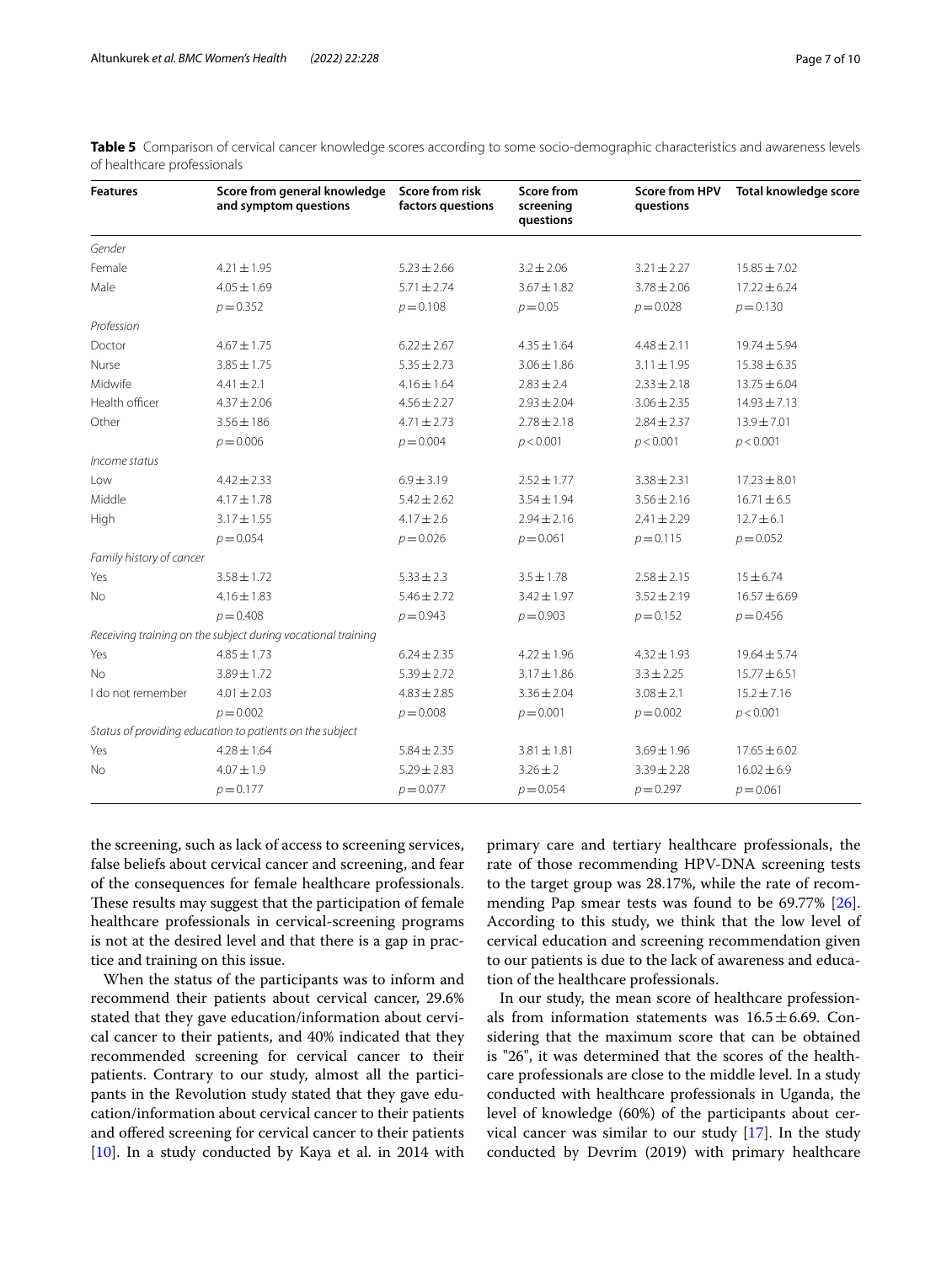**Table 5** Comparison of cervical cancer knowledge scores according to some socio-demographic characteristics and awareness levels of healthcare professionals

| Features | Score from general knowledge and symptom questions | Score from risk factors questions | Score from screening questions | Score from HPV questions | Total knowledge score |
|---|---|---|---|---|---|
| *Gender* | | | | | |
| Female | 4.21 ± 1.95 | 5.23 ± 2.66 | 3.2 ± 2.06 | 3.21 ± 2.27 | 15.85 ± 7.02 |
| Male | 4.05 ± 1.69 | 5.71 ± 2.74 | 3.67 ± 1.82 | 3.78 ± 2.06 | 17.22 ± 6.24 |
| | $p = 0.352$ | $p = 0.108$ | $p = 0.05$ | $p = 0.028$ | $p = 0.130$ |
| *Profession* | | | | | |
| Doctor | 4.67 ± 1.75 | 6.22 ± 2.67 | 4.35 ± 1.64 | 4.48 ± 2.11 | 19.74 ± 5.94 |
| Nurse | 3.85 ± 1.75 | 5.35 ± 2.73 | 3.06 ± 1.86 | 3.11 ± 1.95 | 15.38 ± 6.35 |
| Midwife | 4.41 ± 2.1 | 4.16 ± 1.64 | 2.83 ± 2.4 | 2.33 ± 2.18 | 13.75 ± 6.04 |
| Health officer | 4.37 ± 2.06 | 4.56 ± 2.27 | 2.93 ± 2.04 | 3.06 ± 2.35 | 14.93 ± 7.13 |
| Other | 3.56 ± 186 | 4.71 ± 2.73 | 2.78 ± 2.18 | 2.84 ± 2.37 | 13.9 ± 7.01 |
| | $p = 0.006$ | $p = 0.004$ | $p < 0.001$ | $p < 0.001$ | $p < 0.001$ |
| *Income status* | | | | | |
| Low | 4.42 ± 2.33 | 6.9 ± 3.19 | 2.52 ± 1.77 | 3.38 ± 2.31 | 17.23 ± 8.01 |
| Middle | 4.17 ± 1.78 | 5.42 ± 2.62 | 3.54 ± 1.94 | 3.56 ± 2.16 | 16.71 ± 6.5 |
| High | 3.17 ± 1.55 | 4.17 ± 2.6 | 2.94 ± 2.16 | 2.41 ± 2.29 | 12.7 ± 6.1 |
| | $p = 0.054$ | $p = 0.026$ | $p = 0.061$ | $p = 0.115$ | $p = 0.052$ |
| *Family history of cancer* | | | | | |
| Yes | 3.58 ± 1.72 | 5.33 ± 2.3 | 3.5 ± 1.78 | 2.58 ± 2.15 | 15 ± 6.74 |
| No | 4.16 ± 1.83 | 5.46 ± 2.72 | 3.42 ± 1.97 | 3.52 ± 2.19 | 16.57 ± 6.69 |
| | $p = 0.408$ | $p = 0.943$ | $p = 0.903$ | $p = 0.152$ | $p = 0.456$ |
| *Receiving training on the subject during vocational training* | | | | | |
| Yes | 4.85 ± 1.73 | 6.24 ± 2.35 | 4.22 ± 1.96 | 4.32 ± 1.93 | 19.64 ± 5.74 |
| No | 3.89 ± 1.72 | 5.39 ± 2.72 | 3.17 ± 1.86 | 3.3 ± 2.25 | 15.77 ± 6.51 |
| I do not remember | 4.01 ± 2.03 | 4.83 ± 2.85 | 3.36 ± 2.04 | 3.08 ± 2.1 | 15.2 ± 7.16 |
| | $p = 0.002$ | $p = 0.008$ | $p = 0.001$ | $p = 0.002$ | $p < 0.001$ |
| *Status of providing education to patients on the subject* | | | | | |
| Yes | 4.28 ± 1.64 | 5.84 ± 2.35 | 3.81 ± 1.81 | 3.69 ± 1.96 | 17.65 ± 6.02 |
| No | 4.07 ± 1.9 | 5.29 ± 2.83 | 3.26 ± 2 | 3.39 ± 2.28 | 16.02 ± 6.9 |
| | $p = 0.177$ | $p = 0.077$ | $p = 0.054$ | $p = 0.297$ | $p = 0.061$ |

the screening, such as lack of access to screening services, false beliefs about cervical cancer and screening, and fear of the consequences for female healthcare professionals. These results may suggest that the participation of female healthcare professionals in cervical-screening programs is not at the desired level and that there is a gap in practice and training on this issue.

When the status of the participants was to inform and recommend their patients about cervical cancer, 29.6% stated that they gave education/information about cervical cancer to their patients, and 40% indicated that they recommended screening for cervical cancer to their patients. Contrary to our study, almost all the participants in the Revolution study stated that they gave education/information about cervical cancer to their patients and offered screening for cervical cancer to their patients [10]. In a study conducted by Kaya et al. in 2014 with primary care and tertiary healthcare professionals, the rate of those recommending HPV-DNA screening tests to the target group was 28.17%, while the rate of recommending Pap smear tests was found to be 69.77% [26]. According to this study, we think that the low level of cervical education and screening recommendation given to our patients is due to the lack of awareness and education of the healthcare professionals.

In our study, the mean score of healthcare professionals from information statements was $16.5 \pm 6.69$. Considering that the maximum score that can be obtained is "26", it was determined that the scores of the healthcare professionals are close to the middle level. In a study conducted with healthcare professionals in Uganda, the level of knowledge (60%) of the participants about cervical cancer was similar to our study [17]. In the study conducted by Devrim (2019) with primary healthcare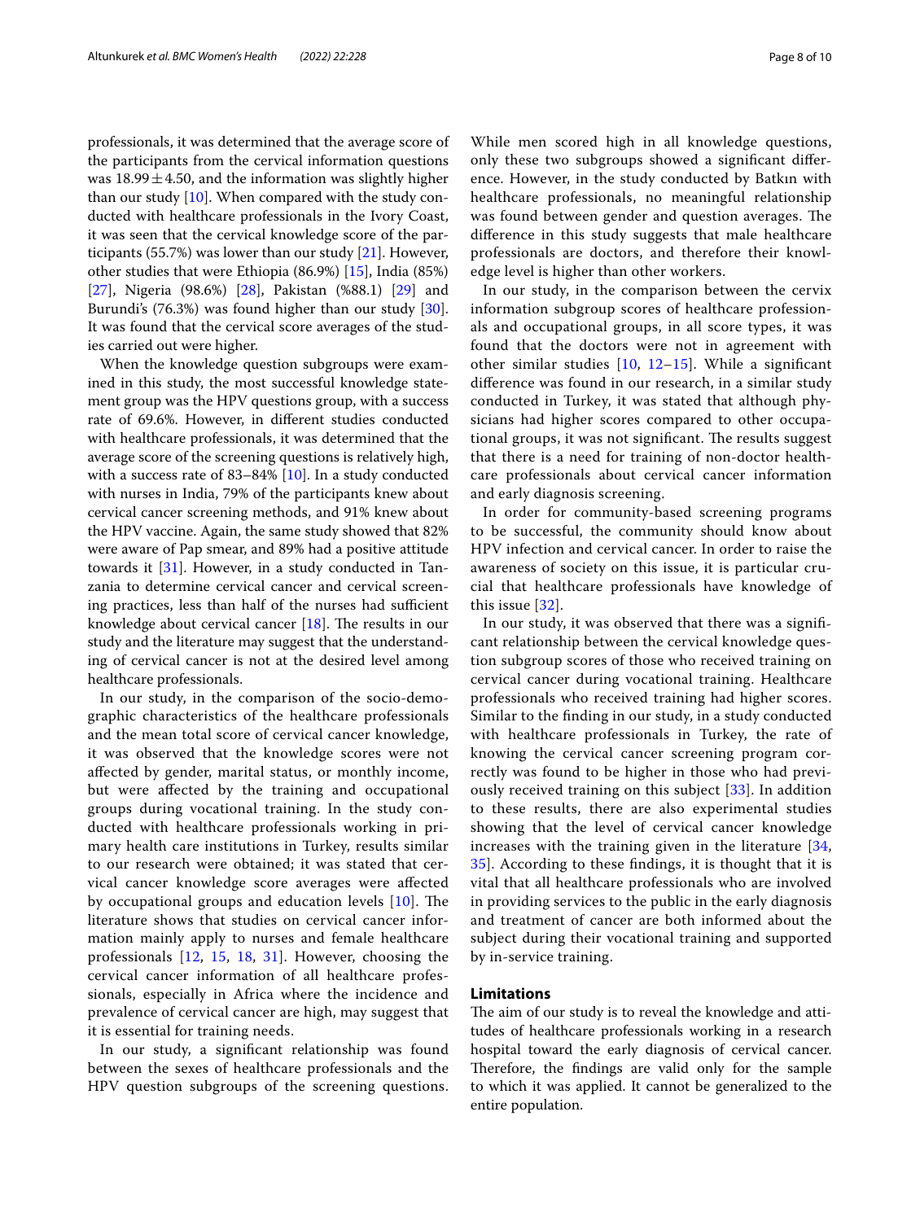professionals, it was determined that the average score of the participants from the cervical information questions was $18.99 \pm 4.50$, and the information was slightly higher than our study [10]. When compared with the study conducted with healthcare professionals in the Ivory Coast, it was seen that the cervical knowledge score of the participants (55.7%) was lower than our study [21]. However, other studies that were Ethiopia (86.9%) [15], India (85%) [27], Nigeria (98.6%) [28], Pakistan (%88.1) [29] and Burundi's (76.3%) was found higher than our study [30]. It was found that the cervical score averages of the studies carried out were higher.

When the knowledge question subgroups were examined in this study, the most successful knowledge statement group was the HPV questions group, with a success rate of 69.6%. However, in different studies conducted with healthcare professionals, it was determined that the average score of the screening questions is relatively high, with a success rate of 83–84% [10]. In a study conducted with nurses in India, 79% of the participants knew about cervical cancer screening methods, and 91% knew about the HPV vaccine. Again, the same study showed that 82% were aware of Pap smear, and 89% had a positive attitude towards it [31]. However, in a study conducted in Tanzania to determine cervical cancer and cervical screening practices, less than half of the nurses had sufficient knowledge about cervical cancer [18]. The results in our study and the literature may suggest that the understanding of cervical cancer is not at the desired level among healthcare professionals.

In our study, in the comparison of the socio-demographic characteristics of the healthcare professionals and the mean total score of cervical cancer knowledge, it was observed that the knowledge scores were not affected by gender, marital status, or monthly income, but were affected by the training and occupational groups during vocational training. In the study conducted with healthcare professionals working in primary health care institutions in Turkey, results similar to our research were obtained; it was stated that cervical cancer knowledge score averages were affected by occupational groups and education levels [10]. The literature shows that studies on cervical cancer information mainly apply to nurses and female healthcare professionals [12, 15, 18, 31]. However, choosing the cervical cancer information of all healthcare professionals, especially in Africa where the incidence and prevalence of cervical cancer are high, may suggest that it is essential for training needs.

In our study, a significant relationship was found between the sexes of healthcare professionals and the HPV question subgroups of the screening questions. While men scored high in all knowledge questions, only these two subgroups showed a significant difference. However, in the study conducted by Batkın with healthcare professionals, no meaningful relationship was found between gender and question averages. The difference in this study suggests that male healthcare professionals are doctors, and therefore their knowledge level is higher than other workers.

In our study, in the comparison between the cervix information subgroup scores of healthcare professionals and occupational groups, in all score types, it was found that the doctors were not in agreement with other similar studies [10, 12–15]. While a significant difference was found in our research, in a similar study conducted in Turkey, it was stated that although physicians had higher scores compared to other occupational groups, it was not significant. The results suggest that there is a need for training of non-doctor healthcare professionals about cervical cancer information and early diagnosis screening.

In order for community-based screening programs to be successful, the community should know about HPV infection and cervical cancer. In order to raise the awareness of society on this issue, it is particular crucial that healthcare professionals have knowledge of this issue [32].

In our study, it was observed that there was a significant relationship between the cervical knowledge question subgroup scores of those who received training on cervical cancer during vocational training. Healthcare professionals who received training had higher scores. Similar to the finding in our study, in a study conducted with healthcare professionals in Turkey, the rate of knowing the cervical cancer screening program correctly was found to be higher in those who had previously received training on this subject [33]. In addition to these results, there are also experimental studies showing that the level of cervical cancer knowledge increases with the training given in the literature [34, 35]. According to these findings, it is thought that it is vital that all healthcare professionals who are involved in providing services to the public in the early diagnosis and treatment of cancer are both informed about the subject during their vocational training and supported by in-service training.

## Limitations

The aim of our study is to reveal the knowledge and attitudes of healthcare professionals working in a research hospital toward the early diagnosis of cervical cancer. Therefore, the findings are valid only for the sample to which it was applied. It cannot be generalized to the entire population.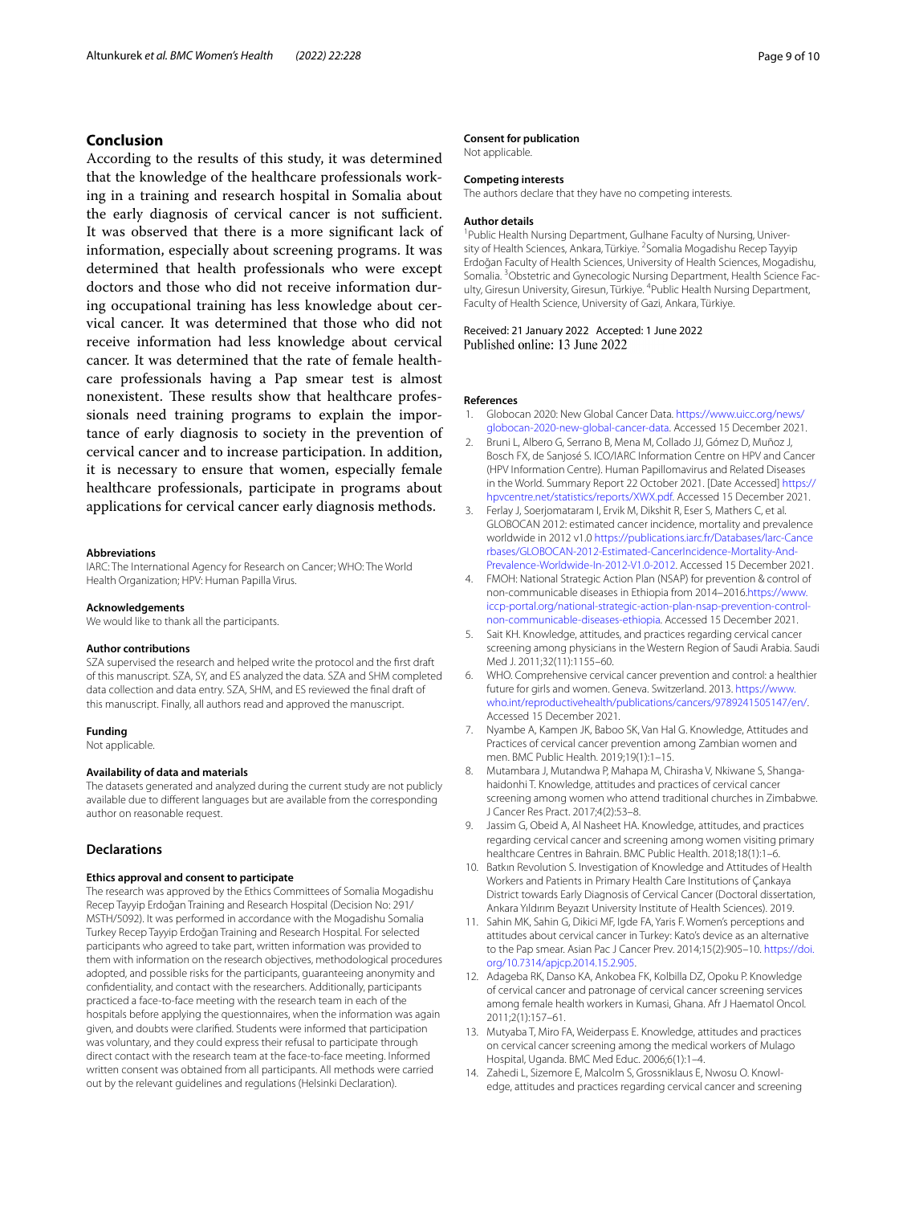## Conclusion

According to the results of this study, it was determined that the knowledge of the healthcare professionals working in a training and research hospital in Somalia about the early diagnosis of cervical cancer is not sufficient. It was observed that there is a more significant lack of information, especially about screening programs. It was determined that health professionals who were except doctors and those who did not receive information during occupational training has less knowledge about cervical cancer. It was determined that those who did not receive information had less knowledge about cervical cancer. It was determined that the rate of female healthcare professionals having a Pap smear test is almost nonexistent. These results show that healthcare professionals need training programs to explain the importance of early diagnosis to society in the prevention of cervical cancer and to increase participation. In addition, it is necessary to ensure that women, especially female healthcare professionals, participate in programs about applications for cervical cancer early diagnosis methods.

#### Abbreviations

IARC: The International Agency for Research on Cancer; WHO: The World Health Organization; HPV: Human Papilla Virus.

#### Acknowledgements

We would like to thank all the participants.

#### Author contributions

SZA supervised the research and helped write the protocol and the first draft of this manuscript. SZA, SY, and ES analyzed the data. SZA and SHM completed data collection and data entry. SZA, SHM, and ES reviewed the final draft of this manuscript. Finally, all authors read and approved the manuscript.

#### Funding

Not applicable.

#### Availability of data and materials

The datasets generated and analyzed during the current study are not publicly available due to different languages but are available from the corresponding author on reasonable request.

## Declarations

#### Ethics approval and consent to participate

The research was approved by the Ethics Committees of Somalia Mogadishu Recep Tayyip Erdoğan Training and Research Hospital (Decision No: 291/MSTH/5092). It was performed in accordance with the Mogadishu Somalia Turkey Recep Tayyip Erdoğan Training and Research Hospital. For selected participants who agreed to take part, written information was provided to them with information on the research objectives, methodological procedures adopted, and possible risks for the participants, guaranteeing anonymity and confidentiality, and contact with the researchers. Additionally, participants practiced a face-to-face meeting with the research team in each of the hospitals before applying the questionnaires, when the information was again given, and doubts were clarified. Students were informed that participation was voluntary, and they could express their refusal to participate through direct contact with the research team at the face-to-face meeting. Informed written consent was obtained from all participants. All methods were carried out by the relevant guidelines and regulations (Helsinki Declaration).

#### Consent for publication

Not applicable.

#### Competing interests

The authors declare that they have no competing interests.

#### Author details

[1]Public Health Nursing Department, Gulhane Faculty of Nursing, University of Health Sciences, Ankara, Türkiye. [2]Somalia Mogadishu Recep Tayyip Erdoğan Faculty of Health Sciences, University of Health Sciences, Mogadishu, Somalia. [3]Obstetric and Gynecologic Nursing Department, Health Science Faculty, Giresun University, Giresun, Türkiye. [4]Public Health Nursing Department, Faculty of Health Science, University of Gazi, Ankara, Türkiye.

Received: 21 January 2022 Accepted: 1 June 2022
Published online: 13 June 2022

#### References

1. Globocan 2020: New Global Cancer Data. https://www.uicc.org/news/globocan-2020-new-global-cancer-data. Accessed 15 December 2021.
2. Bruni L, Albero G, Serrano B, Mena M, Collado JJ, Gómez D, Muñoz J, Bosch FX, de Sanjosé S. ICO/IARC Information Centre on HPV and Cancer (HPV Information Centre). Human Papillomavirus and Related Diseases in the World. Summary Report 22 October 2021. [Date Accessed] https://hpvcentre.net/statistics/reports/XWX.pdf. Accessed 15 December 2021.
3. Ferlay J, Soerjomataram I, Ervik M, Dikshit R, Eser S, Mathers C, et al. GLOBOCAN 2012: estimated cancer incidence, mortality and prevalence worldwide in 2012 v1.0 https://publications.iarc.fr/Databases/Iarc-Cancerbases/GLOBOCAN-2012-Estimated-CancerIncidence-Mortality-And-Prevalence-Worldwide-In-2012-V1.0-2012. Accessed 15 December 2021.
4. FMOH: National Strategic Action Plan (NSAP) for prevention & control of non-communicable diseases in Ethiopia from 2014–2016.https://www.iccp-portal.org/national-strategic-action-plan-nsap-prevention-control-non-communicable-diseases-ethiopia. Accessed 15 December 2021.
5. Sait KH. Knowledge, attitudes, and practices regarding cervical cancer screening among physicians in the Western Region of Saudi Arabia. Saudi Med J. 2011;32(11):1155–60.
6. WHO. Comprehensive cervical cancer prevention and control: a healthier future for girls and women. Geneva. Switzerland. 2013. https://www.who.int/reproductivehealth/publications/cancers/9789241505147/en/. Accessed 15 December 2021.
7. Nyambe A, Kampen JK, Baboo SK, Van Hal G. Knowledge, Attitudes and Practices of cervical cancer prevention among Zambian women and men. BMC Public Health. 2019;19(1):1–15.
8. Mutambara J, Mutandwa P, Mahapa M, Chirasha V, Nkiwane S, Shangahaidonhi T. Knowledge, attitudes and practices of cervical cancer screening among women who attend traditional churches in Zimbabwe. J Cancer Res Pract. 2017;4(2):53–8.
9. Jassim G, Obeid A, Al Nasheet HA. Knowledge, attitudes, and practices regarding cervical cancer and screening among women visiting primary healthcare Centres in Bahrain. BMC Public Health. 2018;18(1):1–6.
10. Batkın Revolution S. Investigation of Knowledge and Attitudes of Health Workers and Patients in Primary Health Care Institutions of Çankaya District towards Early Diagnosis of Cervical Cancer (Doctoral dissertation, Ankara Yıldırım Beyazıt University Institute of Health Sciences). 2019.
11. Sahin MK, Sahin G, Dikici MF, Igde FA, Yaris F. Women's perceptions and attitudes about cervical cancer in Turkey: Kato's device as an alternative to the Pap smear. Asian Pac J Cancer Prev. 2014;15(2):905–10. https://doi.org/10.7314/apjcp.2014.15.2.905.
12. Adageba RK, Danso KA, Ankobea FK, Kolbilla DZ, Opoku P. Knowledge of cervical cancer and patronage of cervical cancer screening services among female health workers in Kumasi, Ghana. Afr J Haematol Oncol. 2011;2(1):157–61.
13. Mutyaba T, Miro FA, Weiderpass E. Knowledge, attitudes and practices on cervical cancer screening among the medical workers of Mulago Hospital, Uganda. BMC Med Educ. 2006;6(1):1–4.
14. Zahedi L, Sizemore E, Malcolm S, Grossniklaus E, Nwosu O. Knowledge, attitudes and practices regarding cervical cancer and screening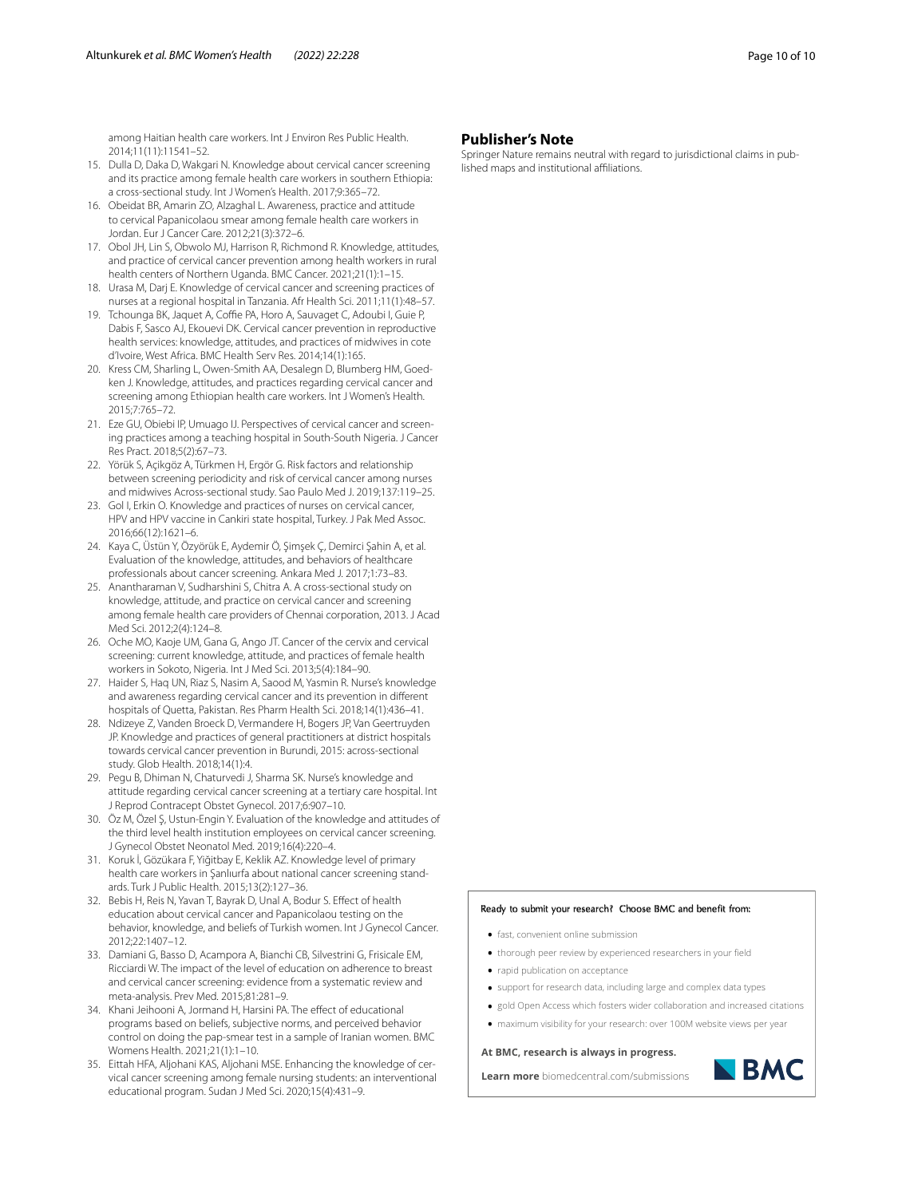among Haitian health care workers. Int J Environ Res Public Health. 2014;11(11):11541–52.

15. Dulla D, Daka D, Wakgari N. Knowledge about cervical cancer screening and its practice among female health care workers in southern Ethiopia: a cross-sectional study. Int J Women's Health. 2017;9:365–72.
16. Obeidat BR, Amarin ZO, Alzaghal L. Awareness, practice and attitude to cervical Papanicolaou smear among female health care workers in Jordan. Eur J Cancer Care. 2012;21(3):372–6.
17. Obol JH, Lin S, Obwolo MJ, Harrison R, Richmond R. Knowledge, attitudes, and practice of cervical cancer prevention among health workers in rural health centers of Northern Uganda. BMC Cancer. 2021;21(1):1–15.
18. Urasa M, Darj E. Knowledge of cervical cancer and screening practices of nurses at a regional hospital in Tanzania. Afr Health Sci. 2011;11(1):48–57.
19. Tchounga BK, Jaquet A, Coffie PA, Horo A, Sauvaget C, Adoubi I, Guie P, Dabis F, Sasco AJ, Ekouevi DK. Cervical cancer prevention in reproductive health services: knowledge, attitudes, and practices of midwives in cote d'Ivoire, West Africa. BMC Health Serv Res. 2014;14(1):165.
20. Kress CM, Sharling L, Owen-Smith AA, Desalegn D, Blumberg HM, Goedken J. Knowledge, attitudes, and practices regarding cervical cancer and screening among Ethiopian health care workers. Int J Women's Health. 2015;7:765–72.
21. Eze GU, Obiebi IP, Umuago IJ. Perspectives of cervical cancer and screening practices among a teaching hospital in South-South Nigeria. J Cancer Res Pract. 2018;5(2):67–73.
22. Yörük S, Açikgöz A, Türkmen H, Ergör G. Risk factors and relationship between screening periodicity and risk of cervical cancer among nurses and midwives Across-sectional study. Sao Paulo Med J. 2019;137:119–25.
23. Gol I, Erkin O. Knowledge and practices of nurses on cervical cancer, HPV and HPV vaccine in Cankiri state hospital, Turkey. J Pak Med Assoc. 2016;66(12):1621–6.
24. Kaya C, Üstün Y, Özyörük E, Aydemir Ö, Şimşek Ç, Demirci Şahin A, et al. Evaluation of the knowledge, attitudes, and behaviors of healthcare professionals about cancer screening. Ankara Med J. 2017;1:73–83.
25. Anantharaman V, Sudharshini S, Chitra A. A cross-sectional study on knowledge, attitude, and practice on cervical cancer and screening among female health care providers of Chennai corporation, 2013. J Acad Med Sci. 2012;2(4):124–8.
26. Oche MO, Kaoje UM, Gana G, Ango JT. Cancer of the cervix and cervical screening: current knowledge, attitude, and practices of female health workers in Sokoto, Nigeria. Int J Med Sci. 2013;5(4):184–90.
27. Haider S, Haq UN, Riaz S, Nasim A, Saood M, Yasmin R. Nurse's knowledge and awareness regarding cervical cancer and its prevention in different hospitals of Quetta, Pakistan. Res Pharm Health Sci. 2018;14(1):436–41.
28. Ndizeye Z, Vanden Broeck D, Vermandere H, Bogers JP, Van Geertruyden JP. Knowledge and practices of general practitioners at district hospitals towards cervical cancer prevention in Burundi, 2015: across-sectional study. Glob Health. 2018;14(1):4.
29. Pegu B, Dhiman N, Chaturvedi J, Sharma SK. Nurse's knowledge and attitude regarding cervical cancer screening at a tertiary care hospital. Int J Reprod Contracept Obstet Gynecol. 2017;6:907–10.
30. Öz M, Özel Ş, Ustun-Engin Y. Evaluation of the knowledge and attitudes of the third level health institution employees on cervical cancer screening. J Gynecol Obstet Neonatol Med. 2019;16(4):220–4.
31. Koruk İ, Gözükara F, Yiğitbay E, Keklik AZ. Knowledge level of primary health care workers in Şanlıurfa about national cancer screening standards. Turk J Public Health. 2015;13(2):127–36.
32. Bebis H, Reis N, Yavan T, Bayrak D, Unal A, Bodur S. Effect of health education about cervical cancer and Papanicolaou testing on the behavior, knowledge, and beliefs of Turkish women. Int J Gynecol Cancer. 2012;22:1407–12.
33. Damiani G, Basso D, Acampora A, Bianchi CB, Silvestrini G, Frisicale EM, Ricciardi W. The impact of the level of education on adherence to breast and cervical cancer screening: evidence from a systematic review and meta-analysis. Prev Med. 2015;81:281–9.
34. Khani Jeihooni A, Jormand H, Harsini PA. The effect of educational programs based on beliefs, subjective norms, and perceived behavior control on doing the pap-smear test in a sample of Iranian women. BMC Womens Health. 2021;21(1):1–10.
35. Eittah HFA, Aljohani KAS, Aljohani MSE. Enhancing the knowledge of cervical cancer screening among female nursing students: an interventional educational program. Sudan J Med Sci. 2020;15(4):431–9.

## Publisher's Note

Springer Nature remains neutral with regard to jurisdictional claims in published maps and institutional affiliations.

Ready to submit your research? Choose BMC and benefit from:

- fast, convenient online submission
- thorough peer review by experienced researchers in your field
- rapid publication on acceptance
- support for research data, including large and complex data types
- gold Open Access which fosters wider collaboration and increased citations
- maximum visibility for your research: over 100M website views per year

**At BMC, research is always in progress.**

**Learn more** biomedcentral.com/submissions

BMC